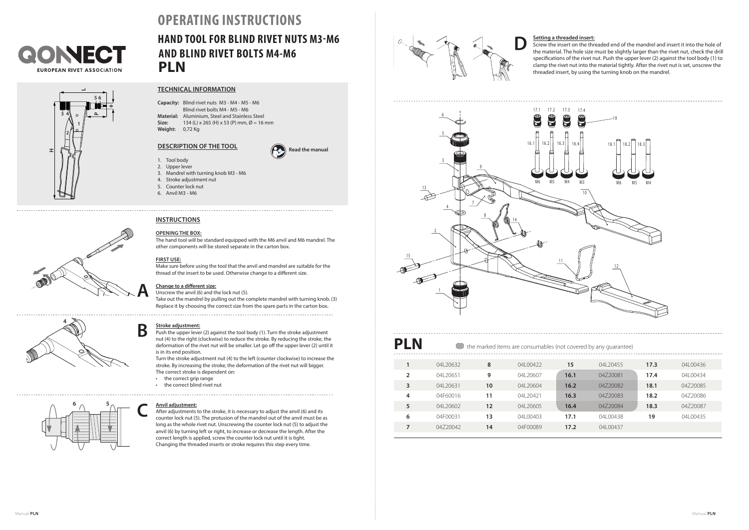# OPERATING INSTRUCTIONS

## HAND TOOL FOR BLIND RIVET NUTS M3-M6 AND BLIND RIVET BOLTS M4-M6

## PLN

QONNECT
EUROPEAN RIVET ASSOCIATION

### TECHNICAL INFORMATION

**Capacity:** Blind rivet nuts M3 - M4 - M5 - M6
Blind rivet bolts M4 - M5 - M6
**Material:** Aluminium, Steel and Stainless Steel
**Size:** 134 (L) x 265 (H) x 53 (P) mm, Ø = 16 mm
**Weight:** 0,72 Kg

### DESCRIPTION OF THE TOOL

Read the manual

1. Tool body
2. Upper lever
3. Mandrel with turning knob M3 - M6
4. Stroke adjustment nut
5. Counter lock nut
6. Anvil M3 - M6

### INSTRUCTIONS

**OPENING THE BOX:**

The hand tool will be standard equipped with the M6 anvil and M6 mandrel. The other components will be stored separate in the carton box.

**FIRST USE:**

Make sure before using the tool that the anvil and mandrel are suitable for the thread of the insert to be used. Otherwise change to a different size.

**A**

**Change to a different size:**

Unscrew the anvil (6) and the lock nut (5).
Take out the mandrel by pulling out the complete mandrel with turning knob. (3)
Replace it by choosing the correct size from the spare parts in the carton box.

**B**

**Stroke adjustment:**

Push the upper lever (2) against the tool body (1). Turn the stroke adjustment nut (4) to the right (clockwise) to reduce the stroke. By reducing the stroke, the deformation of the rivet nut will be smaller. Let go off the upper lever (2) until it is in its end position.
Turn the stroke adjustment nut (4) to the left (counter clockwise) to increase the stroke. By increasing the stroke, the deformation of the rivet nut will bigger.
The correct stroke is dependent on:

- the correct grip range
- the correct blind rivet nut

**C**

**Anvil adjustment:**

After adjustments to the stroke, it is necessary to adjust the anvil (6) and its counter lock nut (5). The protusion of the mandrel out of the anvil must be as long as the whole rivet nut. Unscrewing the counter lock nut (5) to adjust the anvil (6) by turning left or right, to increase or decrease the length. After the correct length is applied, screw the counter lock nut until it is tight.
Changing the threaded inserts or stroke requires this step every time.

**D**

**Setting a threaded insert:**

Screw the insert on the threaded end of the mandrel and insert it into the hole of the material. The hole size must be slightly larger than the rivet nut, check the drill specifications of the rivet nut. Push the upper lever (2) against the tool body (1) to clamp the rivet nut into the material tightly. After the rivet nut is set, unscrew the threaded insert, by using the turning knob on the mandrel.

## PLN

the marked items are consumables (not covered by any guarantee)

| | | | | | | | |
|---|---|---|---|---|---|---|---|
| **1** | 04L20632 | **8** | 04L00422 | **15** | 04L20455 | **17.3** | 04L00436 |
| **2** | 04L20651 | **9** | 04L20607 | **16.1** | 04Z20081 | **17.4** | 04L00434 |
| **3** | 04L20631 | **10** | 04L20604 | **16.2** | 04Z20082 | **18.1** | 04Z20085 |
| **4** | 04F60016 | **11** | 04L20421 | **16.3** | 04Z20083 | **18.2** | 04Z20086 |
| **5** | 04L20602 | **12** | 04L20605 | **16.4** | 04Z20084 | **18.3** | 04Z20087 |
| **6** | 04F00031 | **13** | 04L00403 | **17.1** | 04L00438 | **19** | 04L00435 |
| **7** | 04Z20042 | **14** | 04F00089 | **17.2** | 04L00437 | | |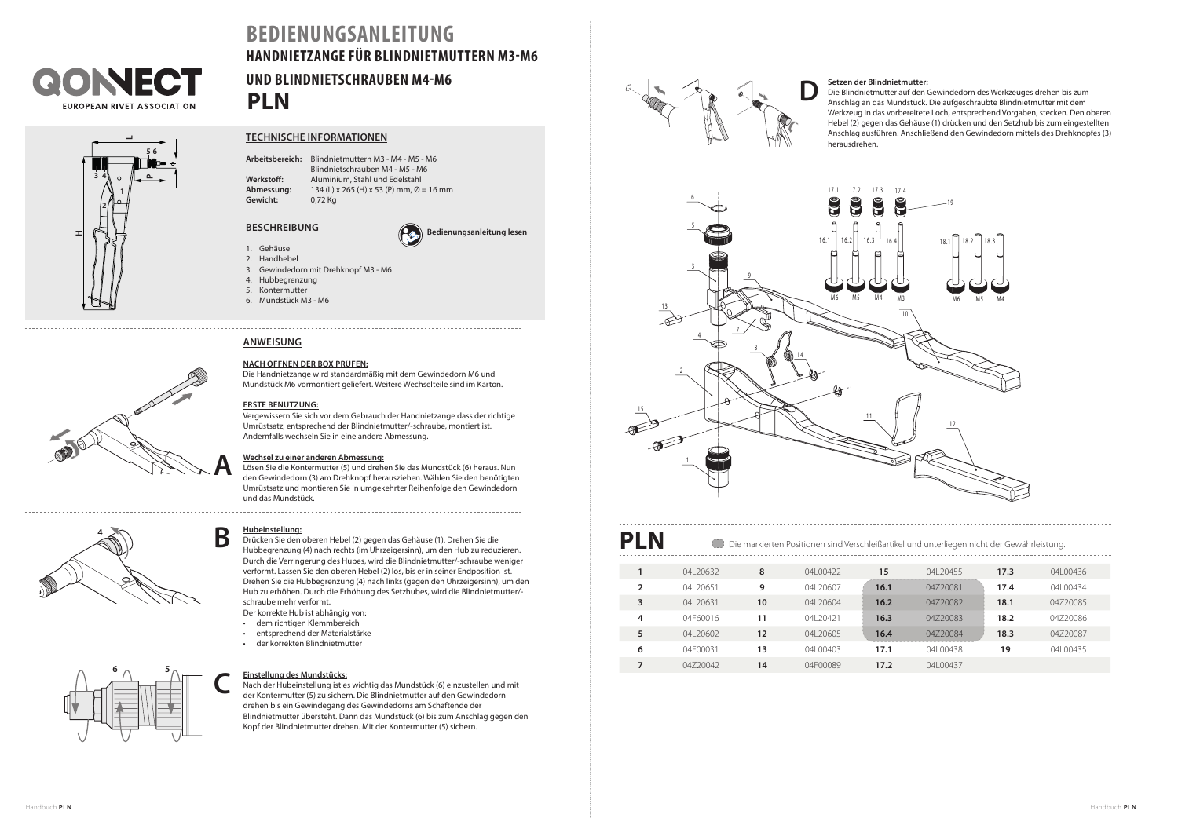# BEDIENUNGSANLEITUNG

## HANDNIETZANGE FÜR BLINDNIETMUTTERN M3-M6 UND BLINDNIETSCHRAUBEN M4-M6

## PLN

QONNECT
EUROPEAN RIVET ASSOCIATION

L
5 6
3 4
1
2
H
P
Ø

### TECHNISCHE INFORMATIONEN

**Arbeitsbereich:** Blindnietmuttern M3 - M4 - M5 - M6
Blindnietschrauben M4 - M5 - M6
**Werkstoff:** Aluminium, Stahl und Edelstahl
**Abmessung:** 134 (L) x 265 (H) x 53 (P) mm, Ø = 16 mm
**Gewicht:** 0,72 Kg

### BESCHREIBUNG

**Bedienungsanleitung lesen**

1. Gehäuse
2. Handhebel
3. Gewindedorn mit Drehknopf M3 - M6
4. Hubbegrenzung
5. Kontermutter
6. Mundstück M3 - M6

### ANWEISUNG

**NACH ÖFFNEN DER BOX PRÜFEN:**
Die Handnietzange wird standardmäßig mit dem Gewindedorn M6 und Mundstück M6 vormontiert geliefert. Weitere Wechselteile sind im Karton.

**ERSTE BENUTZUNG:**
Vergewissern Sie sich vor dem Gebrauch der Handnietzange dass der richtige Umrüstsatz, entsprechend der Blindnietmutter/-schraube, montiert ist. Andernfalls wechseln Sie in eine andere Abmessung.

**A**

**Wechsel zu einer anderen Abmessung:**
Lösen Sie die Kontermutter (5) und drehen Sie das Mundstück (6) heraus. Nun den Gewindedorn (3) am Drehknopf herausziehen. Wählen Sie den benötigten Umrüstsatz und montieren Sie in umgekehrter Reihenfolge den Gewindedorn und das Mundstück.

**B**

4

**Hubeinstellung:**
Drücken Sie den oberen Hebel (2) gegen das Gehäuse (1). Drehen Sie die Hubbegrenzung (4) nach rechts (im Uhrzeigersinn), um den Hub zu reduzieren. Durch die Verringerung des Hubes, wird die Blindnietmutter/-schraube weniger verformt. Lassen Sie den oberen Hebel (2) los, bis er in seiner Endposition ist. Drehen Sie die Hubbegrenzung (4) nach links (gegen den Uhrzeigersinn), um den Hub zu erhöhen. Durch die Erhöhung des Setzhubes, wird die Blindnietmutter/-schraube mehr verformt.
Der korrekte Hub ist abhängig von:

- dem richtigen Klemmbereich
- entsprechend der Materialstärke
- der korrekten Blindnietmutter

**C**

6 5

**Einstellung des Mundstücks:**
Nach der Hubeinstellung ist es wichtig das Mundstück (6) einzustellen und mit der Kontermutter (5) zu sichern. Die Blindnietmutter auf den Gewindedorn drehen bis ein Gewindegang des Gewindedorns am Schaftende der Blindnietmutter übersteht. Dann das Mundstück (6) bis zum Anschlag gegen den Kopf der Blindnietmutter drehen. Mit der Kontermutter (5) sichern.

**D**

**Setzen der Blindnietmutter:**
Die Blindnietmutter auf den Gewindedorn des Werkzeuges drehen bis zum Anschlag an das Mundstück. Die aufgeschraubte Blindnietmutter mit dem Werkzeug in das vorbereitete Loch, entsprechend Vorgaben, stecken. Den oberen Hebel (2) gegen das Gehäuse (1) drücken und den Setzhub bis zum eingestellten Anschlag ausführen. Anschließend den Gewindedorn mittels des Drehknopfes (3) herausdrehen.

17.1 17.2 17.3 17.4
19
6
5
16.1 16.2 16.3 16.4
18.1 18.2 18.3
3
9
M6 M5 M4 M3
M6 M5 M4
13
10
7
4
8
14
2
15
11
12
1

## PLN

Die markierten Positionen sind Verschleißartikel und unterliegen nicht der Gewährleistung.

| | | | | | | | |
|---|---|---|---|---|---|---|---|
| **1** | 04L20632 | **8** | 04L00422 | **15** | 04L20455 | **17.3** | 04L00436 |
| **2** | 04L20651 | **9** | 04L20607 | **16.1** | 04Z20081 | **17.4** | 04L00434 |
| **3** | 04L20631 | **10** | 04L20604 | **16.2** | 04Z20082 | **18.1** | 04Z20085 |
| **4** | 04F60016 | **11** | 04L20421 | **16.3** | 04Z20083 | **18.2** | 04Z20086 |
| **5** | 04L20602 | **12** | 04L20605 | **16.4** | 04Z20084 | **18.3** | 04Z20087 |
| **6** | 04F00031 | **13** | 04L00403 | **17.1** | 04L00438 | **19** | 04L00435 |
| **7** | 04Z20042 | **14** | 04F00089 | **17.2** | 04L00437 | | |